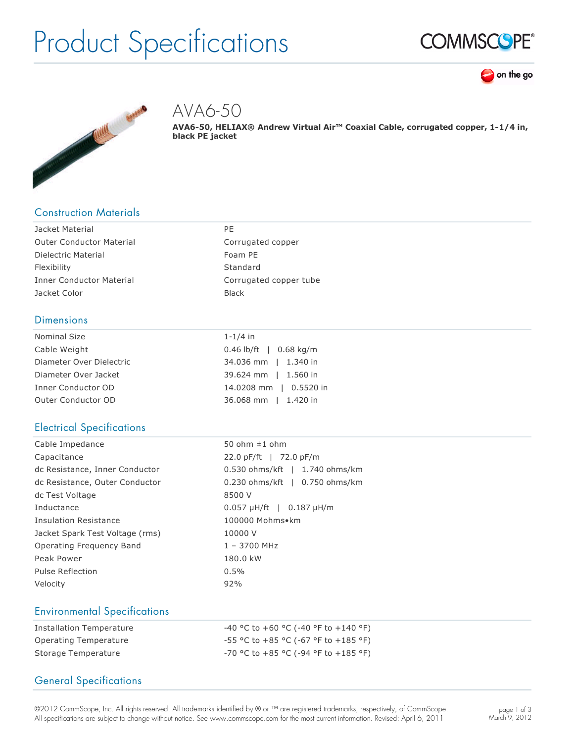# Product Specifications

## AVA6-50

**AVA6-50, HELIAX® Andrew Virtual Air™ Coaxial Cable, corrugated copper, 1-1/4 in, black PE jacket**

### Construction Materials

| | |
|---|---|
| Jacket Material | PE |
| Outer Conductor Material | Corrugated copper |
| Dielectric Material | Foam PE |
| Flexibility | Standard |
| Inner Conductor Material | Corrugated copper tube |
| Jacket Color | Black |

### Dimensions

| | |
|---|---|
| Nominal Size | 1-1/4 in |
| Cable Weight | 0.46 lb/ft \| 0.68 kg/m |
| Diameter Over Dielectric | 34.036 mm \| 1.340 in |
| Diameter Over Jacket | 39.624 mm \| 1.560 in |
| Inner Conductor OD | 14.0208 mm \| 0.5520 in |
| Outer Conductor OD | 36.068 mm \| 1.420 in |

### Electrical Specifications

| | |
|---|---|
| Cable Impedance | 50 ohm ±1 ohm |
| Capacitance | 22.0 pF/ft \| 72.0 pF/m |
| dc Resistance, Inner Conductor | 0.530 ohms/kft \| 1.740 ohms/km |
| dc Resistance, Outer Conductor | 0.230 ohms/kft \| 0.750 ohms/km |
| dc Test Voltage | 8500 V |
| Inductance | 0.057 µH/ft \| 0.187 µH/m |
| Insulation Resistance | 100000 Mohms•km |
| Jacket Spark Test Voltage (rms) | 10000 V |
| Operating Frequency Band | 1 – 3700 MHz |
| Peak Power | 180.0 kW |
| Pulse Reflection | 0.5% |
| Velocity | 92% |

### Environmental Specifications

| | |
|---|---|
| Installation Temperature | -40 °C to +60 °C (-40 °F to +140 °F) |
| Operating Temperature | -55 °C to +85 °C (-67 °F to +185 °F) |
| Storage Temperature | -70 °C to +85 °C (-94 °F to +185 °F) |

### General Specifications

©2012 CommScope, Inc. All rights reserved. All trademarks identified by ® or ™ are registered trademarks, respectively, of CommScope. All specifications are subject to change without notice. See www.commscope.com for the most current information. Revised: April 6, 2011

March 9, 2012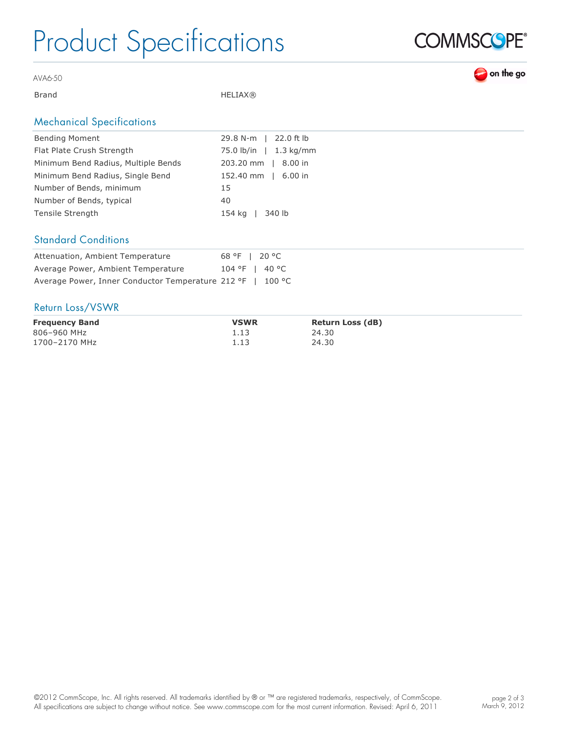# Product Specifications

AVA6-50

| | |
|---|---|
| Brand | HELIAX® |

## Mechanical Specifications

| | |
|---|---|
| Bending Moment | 29.8 N-m \| 22.0 ft lb |
| Flat Plate Crush Strength | 75.0 lb/in \| 1.3 kg/mm |
| Minimum Bend Radius, Multiple Bends | 203.20 mm \| 8.00 in |
| Minimum Bend Radius, Single Bend | 152.40 mm \| 6.00 in |
| Number of Bends, minimum | 15 |
| Number of Bends, typical | 40 |
| Tensile Strength | 154 kg \| 340 lb |

## Standard Conditions

| | |
|---|---|
| Attenuation, Ambient Temperature | 68 °F \| 20 °C |
| Average Power, Ambient Temperature | 104 °F \| 40 °C |
| Average Power, Inner Conductor Temperature | 212 °F \| 100 °C |

## Return Loss/VSWR

| Frequency Band | VSWR | Return Loss (dB) |
|---|---|---|
| 806–960 MHz | 1.13 | 24.30 |
| 1700–2170 MHz | 1.13 | 24.30 |

©2012 CommScope, Inc. All rights reserved. All trademarks identified by ® or ™ are registered trademarks, respectively, of CommScope. All specifications are subject to change without notice. See www.commscope.com for the most current information. Revised: April 6, 2011

March 9, 2012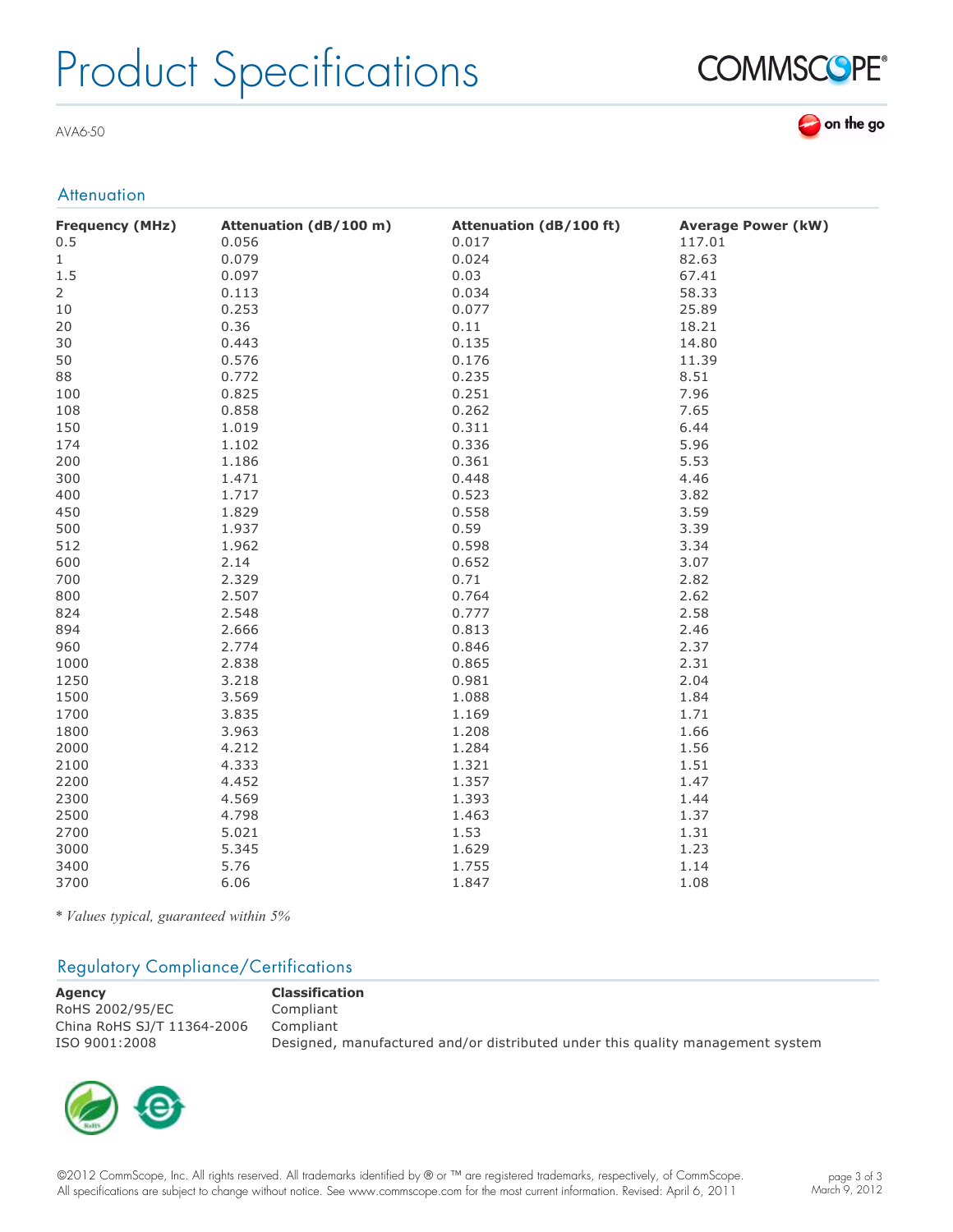# Product Specifications

AVA6-50

## Attenuation

| Frequency (MHz) | Attenuation (dB/100 m) | Attenuation (dB/100 ft) | Average Power (kW) |
|---|---|---|---|
| 0.5 | 0.056 | 0.017 | 117.01 |
| 1 | 0.079 | 0.024 | 82.63 |
| 1.5 | 0.097 | 0.03 | 67.41 |
| 2 | 0.113 | 0.034 | 58.33 |
| 10 | 0.253 | 0.077 | 25.89 |
| 20 | 0.36 | 0.11 | 18.21 |
| 30 | 0.443 | 0.135 | 14.80 |
| 50 | 0.576 | 0.176 | 11.39 |
| 88 | 0.772 | 0.235 | 8.51 |
| 100 | 0.825 | 0.251 | 7.96 |
| 108 | 0.858 | 0.262 | 7.65 |
| 150 | 1.019 | 0.311 | 6.44 |
| 174 | 1.102 | 0.336 | 5.96 |
| 200 | 1.186 | 0.361 | 5.53 |
| 300 | 1.471 | 0.448 | 4.46 |
| 400 | 1.717 | 0.523 | 3.82 |
| 450 | 1.829 | 0.558 | 3.59 |
| 500 | 1.937 | 0.59 | 3.39 |
| 512 | 1.962 | 0.598 | 3.34 |
| 600 | 2.14 | 0.652 | 3.07 |
| 700 | 2.329 | 0.71 | 2.82 |
| 800 | 2.507 | 0.764 | 2.62 |
| 824 | 2.548 | 0.777 | 2.58 |
| 894 | 2.666 | 0.813 | 2.46 |
| 960 | 2.774 | 0.846 | 2.37 |
| 1000 | 2.838 | 0.865 | 2.31 |
| 1250 | 3.218 | 0.981 | 2.04 |
| 1500 | 3.569 | 1.088 | 1.84 |
| 1700 | 3.835 | 1.169 | 1.71 |
| 1800 | 3.963 | 1.208 | 1.66 |
| 2000 | 4.212 | 1.284 | 1.56 |
| 2100 | 4.333 | 1.321 | 1.51 |
| 2200 | 4.452 | 1.357 | 1.47 |
| 2300 | 4.569 | 1.393 | 1.44 |
| 2500 | 4.798 | 1.463 | 1.37 |
| 2700 | 5.021 | 1.53 | 1.31 |
| 3000 | 5.345 | 1.629 | 1.23 |
| 3400 | 5.76 | 1.755 | 1.14 |
| 3700 | 6.06 | 1.847 | 1.08 |

*\* Values typical, guaranteed within 5%*

## Regulatory Compliance/Certifications

| Agency | Classification |
|---|---|
| RoHS 2002/95/EC | Compliant |
| China RoHS SJ/T 11364-2006 | Compliant |
| ISO 9001:2008 | Designed, manufactured and/or distributed under this quality management system |

©2012 CommScope, Inc. All rights reserved. All trademarks identified by ® or ™ are registered trademarks, respectively, of CommScope. All specifications are subject to change without notice. See www.commscope.com for the most current information. Revised: April 6, 2011

March 9, 2012